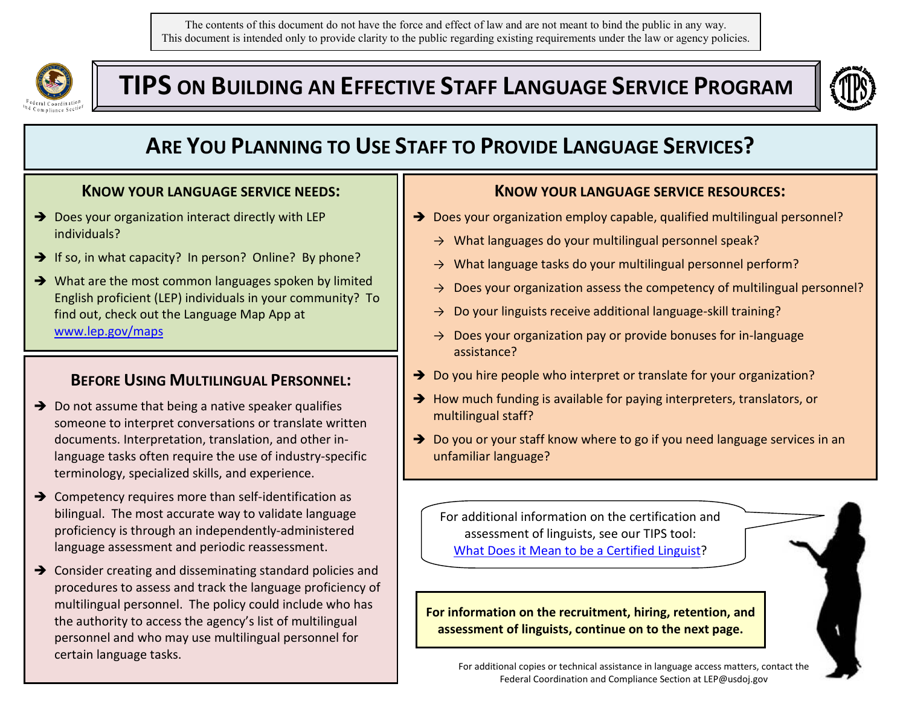The contents of this document do not have the force and effect of law and are not meant to bind the public in any way.
This document is intended only to provide clarity to the public regarding existing requirements under the law or agency policies.

# TIPS on Building an Effective Staff Language Service Program

## Are You Planning to Use Staff to Provide Language Services?

### Know your language service needs:

- Does your organization interact directly with LEP individuals?
- If so, in what capacity? In person? Online? By phone?
- What are the most common languages spoken by limited English proficient (LEP) individuals in your community? To find out, check out the Language Map App at [www.lep.gov/maps](www.lep.gov/maps)

### Before Using Multilingual Personnel:

- Do not assume that being a native speaker qualifies someone to interpret conversations or translate written documents. Interpretation, translation, and other in-language tasks often require the use of industry-specific terminology, specialized skills, and experience.
- Competency requires more than self-identification as bilingual. The most accurate way to validate language proficiency is through an independently-administered language assessment and periodic reassessment.
- Consider creating and disseminating standard policies and procedures to assess and track the language proficiency of multilingual personnel. The policy could include who has the authority to access the agency's list of multilingual personnel and who may use multilingual personnel for certain language tasks.

### Know your language service resources:

- Does your organization employ capable, qualified multilingual personnel?
  - What languages do your multilingual personnel speak?
  - What language tasks do your multilingual personnel perform?
  - Does your organization assess the competency of multilingual personnel?
  - Do your linguists receive additional language-skill training?
  - Does your organization pay or provide bonuses for in-language assistance?
- Do you hire people who interpret or translate for your organization?
- How much funding is available for paying interpreters, translators, or multilingual staff?
- Do you or your staff know where to go if you need language services in an unfamiliar language?

For additional information on the certification and assessment of linguists, see our TIPS tool: [What Does it Mean to be a Certified Linguist]?

**For information on the recruitment, hiring, retention, and assessment of linguists, continue on to the next page.**

For additional copies or technical assistance in language access matters, contact the Federal Coordination and Compliance Section at LEP@usdoj.gov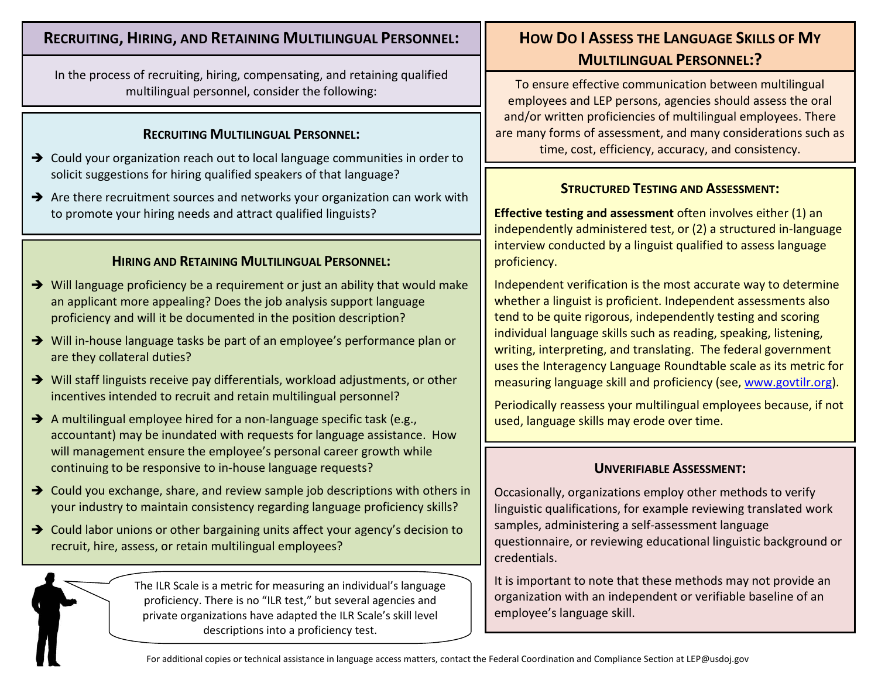## Recruiting, Hiring, and Retaining Multilingual Personnel:

In the process of recruiting, hiring, compensating, and retaining qualified multilingual personnel, consider the following:

### Recruiting Multilingual Personnel:

- ➔ Could your organization reach out to local language communities in order to solicit suggestions for hiring qualified speakers of that language?
- ➔ Are there recruitment sources and networks your organization can work with to promote your hiring needs and attract qualified linguists?

### Hiring and Retaining Multilingual Personnel:

- ➔ Will language proficiency be a requirement or just an ability that would make an applicant more appealing? Does the job analysis support language proficiency and will it be documented in the position description?
- ➔ Will in-house language tasks be part of an employee's performance plan or are they collateral duties?
- ➔ Will staff linguists receive pay differentials, workload adjustments, or other incentives intended to recruit and retain multilingual personnel?
- ➔ A multilingual employee hired for a non-language specific task (e.g., accountant) may be inundated with requests for language assistance. How will management ensure the employee's personal career growth while continuing to be responsive to in-house language requests?
- ➔ Could you exchange, share, and review sample job descriptions with others in your industry to maintain consistency regarding language proficiency skills?
- ➔ Could labor unions or other bargaining units affect your agency's decision to recruit, hire, assess, or retain multilingual employees?

The ILR Scale is a metric for measuring an individual's language proficiency. There is no "ILR test," but several agencies and private organizations have adapted the ILR Scale's skill level descriptions into a proficiency test.

## How Do I Assess the Language Skills of My Multilingual Personnel:?

To ensure effective communication between multilingual employees and LEP persons, agencies should assess the oral and/or written proficiencies of multilingual employees. There are many forms of assessment, and many considerations such as time, cost, efficiency, accuracy, and consistency.

### Structured Testing and Assessment:

**Effective testing and assessment** often involves either (1) an independently administered test, or (2) a structured in-language interview conducted by a linguist qualified to assess language proficiency.

Independent verification is the most accurate way to determine whether a linguist is proficient. Independent assessments also tend to be quite rigorous, independently testing and scoring individual language skills such as reading, speaking, listening, writing, interpreting, and translating. The federal government uses the Interagency Language Roundtable scale as its metric for measuring language skill and proficiency (see, [www.govtilr.org](http://www.govtilr.org)).

Periodically reassess your multilingual employees because, if not used, language skills may erode over time.

### Unverifiable Assessment:

Occasionally, organizations employ other methods to verify linguistic qualifications, for example reviewing translated work samples, administering a self-assessment language questionnaire, or reviewing educational linguistic background or credentials.

It is important to note that these methods may not provide an organization with an independent or verifiable baseline of an employee's language skill.

For additional copies or technical assistance in language access matters, contact the Federal Coordination and Compliance Section at LEP@usdoj.gov